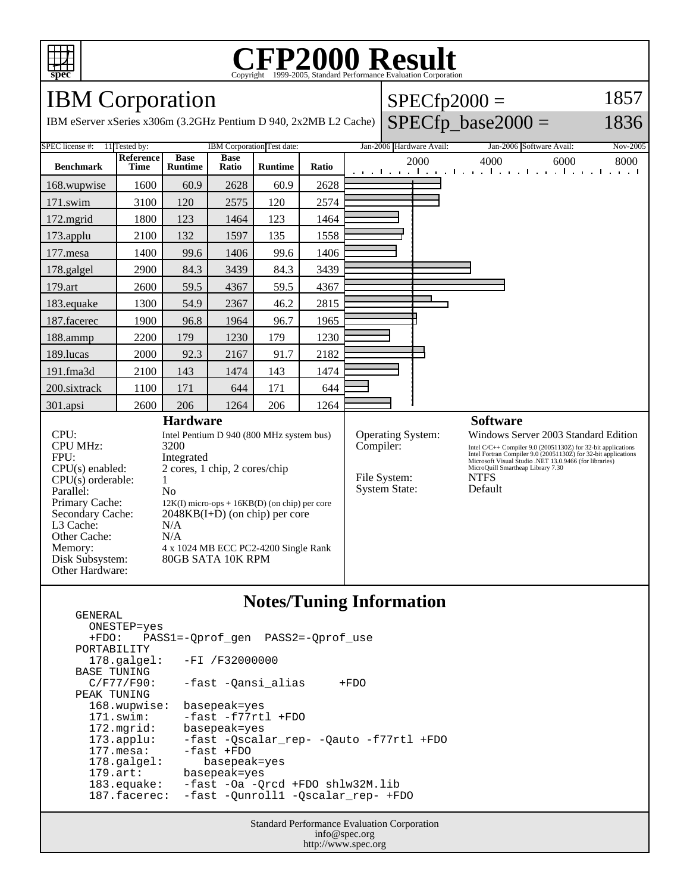# CFP2000 Result

Copyright 1999-2005, Standard Performance Evaluation Corporation

## IBM Corporation

IBM eServer xSeries x306m (3.2GHz Pentium D 940, 2x2MB L2 Cache)

SPECfp2000 = 1857

SPECfp_base2000 = 1836

| SPEC license #: | 11 | Tested by: | IBM Corporation | Test date: | Jan-2006 | Hardware Avail: | Jan-2006 | Software Avail: | Nov-2005 |
|---|---|---|---|---|---|---|---|---|---|

| Benchmark | Reference Time | Base Runtime | Base Ratio | Runtime | Ratio |
|---|---|---|---|---|---|
| 168.wupwise | 1600 | 60.9 | 2628 | 60.9 | 2628 |
| 171.swim | 3100 | 120 | 2575 | 120 | 2574 |
| 172.mgrid | 1800 | 123 | 1464 | 123 | 1464 |
| 173.applu | 2100 | 132 | 1597 | 135 | 1558 |
| 177.mesa | 1400 | 99.6 | 1406 | 99.6 | 1406 |
| 178.galgel | 2900 | 84.3 | 3439 | 84.3 | 3439 |
| 179.art | 2600 | 59.5 | 4367 | 59.5 | 4367 |
| 183.equake | 1300 | 54.9 | 2367 | 46.2 | 2815 |
| 187.facerec | 1900 | 96.8 | 1964 | 96.7 | 1965 |
| 188.ammp | 2200 | 179 | 1230 | 179 | 1230 |
| 189.lucas | 2000 | 92.3 | 2167 | 91.7 | 2182 |
| 191.fma3d | 2100 | 143 | 1474 | 143 | 1474 |
| 200.sixtrack | 1100 | 171 | 644 | 171 | 644 |
| 301.apsi | 2600 | 206 | 1264 | 206 | 1264 |

### Hardware

| | |
|---|---|
| CPU: | Intel Pentium D 940 (800 MHz system bus) |
| CPU MHz: | 3200 |
| FPU: | Integrated |
| CPU(s) enabled: | 2 cores, 1 chip, 2 cores/chip |
| CPU(s) orderable: | 1 |
| Parallel: | No |
| Primary Cache: | 12K(I) micro-ops + 16KB(D) (on chip) per core |
| Secondary Cache: | 2048KB(I+D) (on chip) per core |
| L3 Cache: | N/A |
| Other Cache: | N/A |
| Memory: | 4 x 1024 MB ECC PC2-4200 Single Rank |
| Disk Subsystem: | 80GB SATA 10K RPM |
| Other Hardware: | |

### Software

| | |
|---|---|
| Operating System: | Windows Server 2003 Standard Edition |
| Compiler: | Intel C/C++ Compiler 9.0 (20051130Z) for 32-bit applications<br>Intel Fortran Compiler 9.0 (20051130Z) for 32-bit applications<br>Microsoft Visual Studio .NET 13.0.9466 (for libraries)<br>MicroQuill Smartheap Library 7.30 |
| File System: | NTFS |
| System State: | Default |

### Notes/Tuning Information

```
GENERAL
  ONESTEP=yes
  +FDO:   PASS1=-Qprof_gen  PASS2=-Qprof_use
PORTABILITY
  178.galgel:   -FI /F32000000
BASE TUNING
  C/F77/F90:    -fast -Qansi_alias     +FDO
PEAK TUNING
  168.wupwise:  basepeak=yes
  171.swim:     -fast -f77rtl +FDO
  172.mgrid:    basepeak=yes
  173.applu:    -fast -Qscalar_rep- -Qauto -f77rtl +FDO
  177.mesa:     -fast +FDO
  178.galgel:      basepeak=yes
  179.art:      basepeak=yes
  183.equake:   -fast -Oa -Qrcd +FDO shlw32M.lib
  187.facerec:  -fast -Qunroll1 -Qscalar_rep- +FDO
```

Standard Performance Evaluation Corporation
info@spec.org
http://www.spec.org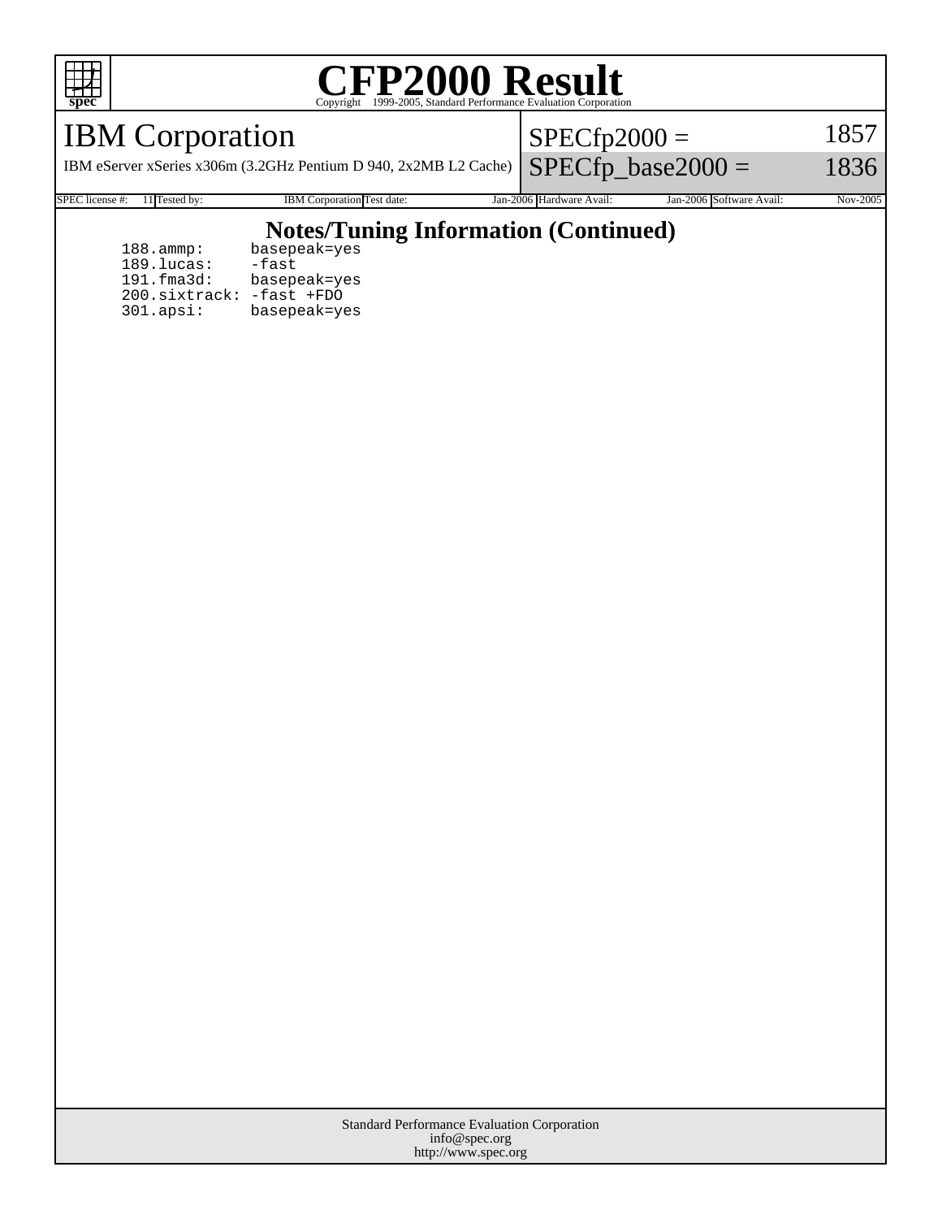# CFP2000 Result

Copyright 1999-2005, Standard Performance Evaluation Corporation

## IBM Corporation

IBM eServer xSeries x306m (3.2GHz Pentium D 940, 2x2MB L2 Cache)

SPECfp2000 = 1857

SPECfp_base2000 = 1836

| SPEC license #: | 11 | Tested by: | IBM Corporation | Test date: | Jan-2006 | Hardware Avail: | Jan-2006 | Software Avail: | Nov-2005 |
|---|---|---|---|---|---|---|---|---|---|

### Notes/Tuning Information (Continued)

```
188.ammp:      basepeak=yes
189.lucas:     -fast
191.fma3d:     basepeak=yes
200.sixtrack:  -fast +FDO
301.apsi:      basepeak=yes
```

Standard Performance Evaluation Corporation
info@spec.org
http://www.spec.org